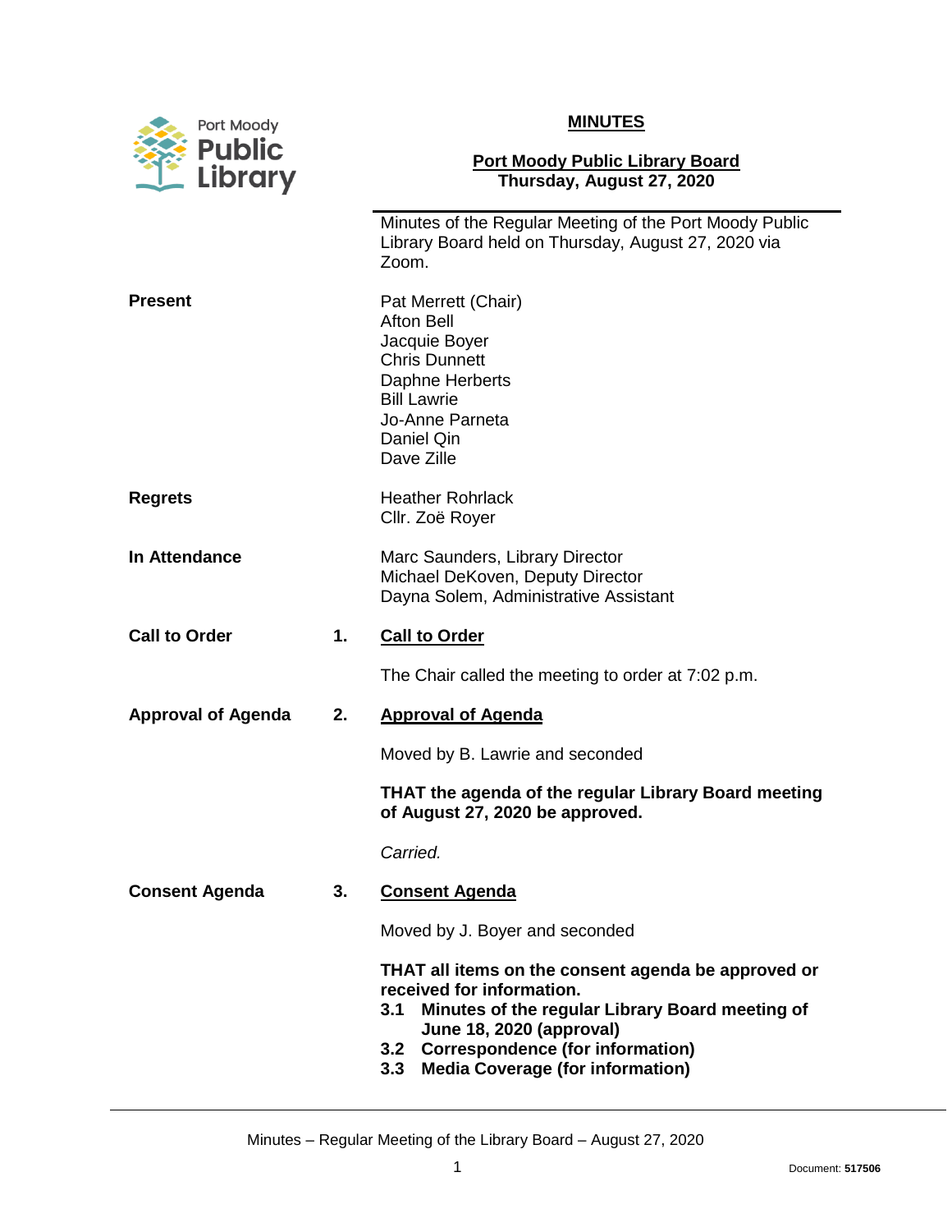Port Moody Public Library

# MINUTES

## Port Moody Public Library Board
**Thursday, August 27, 2020**

Minutes of the Regular Meeting of the Port Moody Public Library Board held on Thursday, August 27, 2020 via Zoom.

**Present**

Pat Merrett (Chair)
Afton Bell
Jacquie Boyer
Chris Dunnett
Daphne Herberts
Bill Lawrie
Jo-Anne Parneta
Daniel Qin
Dave Zille

**Regrets**

Heather Rohrlack
Cllr. Zoë Royer

**In Attendance**

Marc Saunders, Library Director
Michael DeKoven, Deputy Director
Dayna Solem, Administrative Assistant

**Call to Order**

### 1. Call to Order

The Chair called the meeting to order at 7:02 p.m.

**Approval of Agenda**

### 2. Approval of Agenda

Moved by B. Lawrie and seconded

**THAT the agenda of the regular Library Board meeting of August 27, 2020 be approved.**

*Carried.*

**Consent Agenda**

### 3. Consent Agenda

Moved by J. Boyer and seconded

**THAT all items on the consent agenda be approved or received for information.**

- **3.1 Minutes of the regular Library Board meeting of June 18, 2020 (approval)**
- **3.2 Correspondence (for information)**
- **3.3 Media Coverage (for information)**

Document: **517506**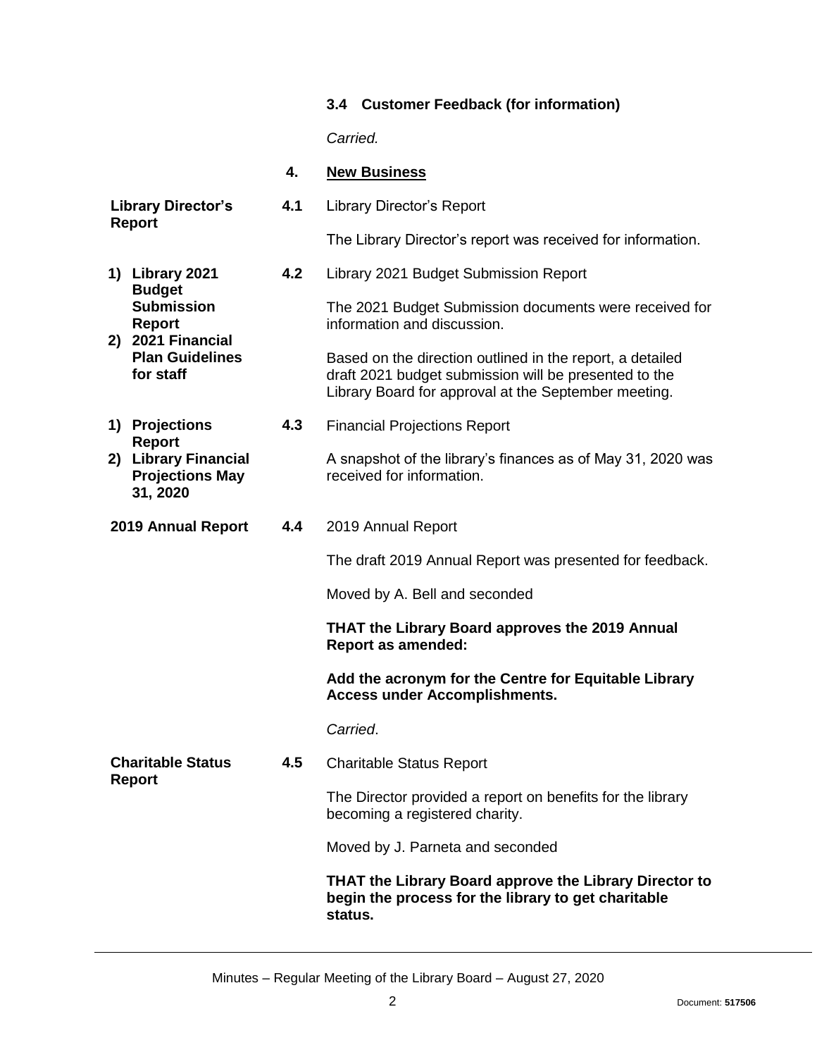**3.4 Customer Feedback (for information)**

*Carried.*

## 4. New Business

**Library Director's Report**

**4.1** Library Director's Report

The Library Director's report was received for information.

**1) Library 2021 Budget Submission Report**
**2) 2021 Financial Plan Guidelines for staff**

**4.2** Library 2021 Budget Submission Report

The 2021 Budget Submission documents were received for information and discussion.

Based on the direction outlined in the report, a detailed draft 2021 budget submission will be presented to the Library Board for approval at the September meeting.

**1) Projections Report**
**2) Library Financial Projections May 31, 2020**

**4.3** Financial Projections Report

A snapshot of the library's finances as of May 31, 2020 was received for information.

**2019 Annual Report**

**4.4** 2019 Annual Report

The draft 2019 Annual Report was presented for feedback.

Moved by A. Bell and seconded

**THAT the Library Board approves the 2019 Annual Report as amended:**

**Add the acronym for the Centre for Equitable Library Access under Accomplishments.**

*Carried*.

**Charitable Status Report**

**4.5** Charitable Status Report

The Director provided a report on benefits for the library becoming a registered charity.

Moved by J. Parneta and seconded

**THAT the Library Board approve the Library Director to begin the process for the library to get charitable status.**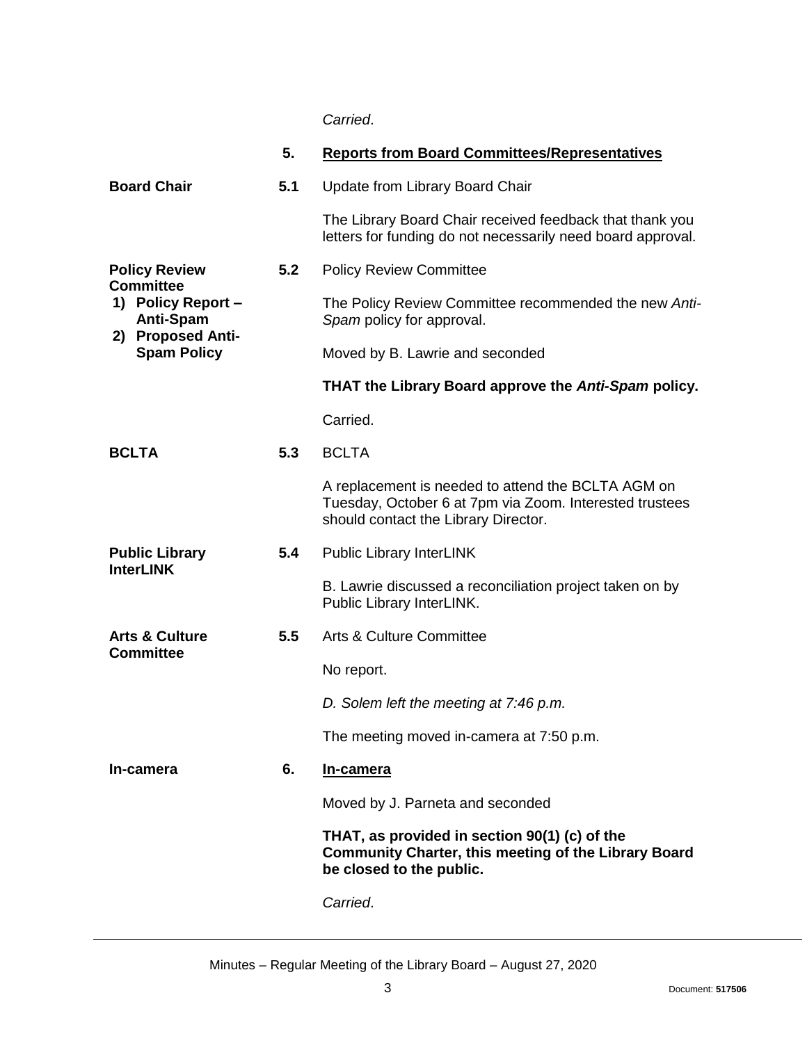*Carried*.

## 5. Reports from Board Committees/Representatives

**Board Chair**

**5.1** Update from Library Board Chair

The Library Board Chair received feedback that thank you letters for funding do not necessarily need board approval.

**Policy Review Committee**
1) **Policy Report – Anti-Spam**
2) **Proposed Anti-Spam Policy**

**5.2** Policy Review Committee

The Policy Review Committee recommended the new *Anti-Spam* policy for approval.

Moved by B. Lawrie and seconded

**THAT the Library Board approve the *Anti-Spam* policy.**

Carried.

**BCLTA**

**5.3** BCLTA

A replacement is needed to attend the BCLTA AGM on Tuesday, October 6 at 7pm via Zoom. Interested trustees should contact the Library Director.

**Public Library InterLINK**

**5.4** Public Library InterLINK

B. Lawrie discussed a reconciliation project taken on by Public Library InterLINK.

**Arts & Culture Committee**

**5.5** Arts & Culture Committee

No report.

*D. Solem left the meeting at 7:46 p.m.*

The meeting moved in-camera at 7:50 p.m.

**In-camera**

## 6. In-camera

Moved by J. Parneta and seconded

**THAT, as provided in section 90(1) (c) of the Community Charter, this meeting of the Library Board be closed to the public.**

*Carried*.

Minutes – Regular Meeting of the Library Board – August 27, 2020

Document: **517506**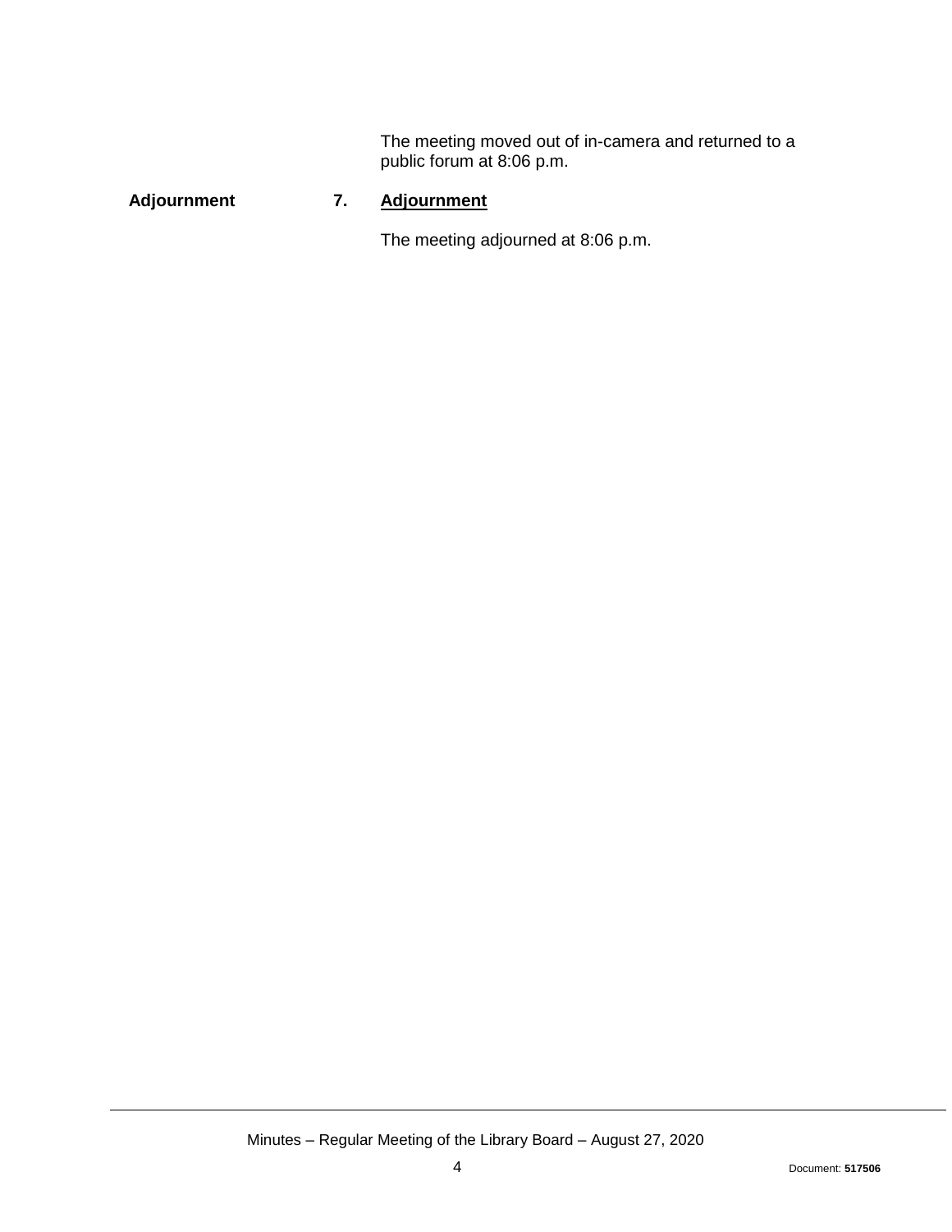The meeting moved out of in-camera and returned to a public forum at 8:06 p.m.

**Adjournment**

**7. Adjournment**

The meeting adjourned at 8:06 p.m.